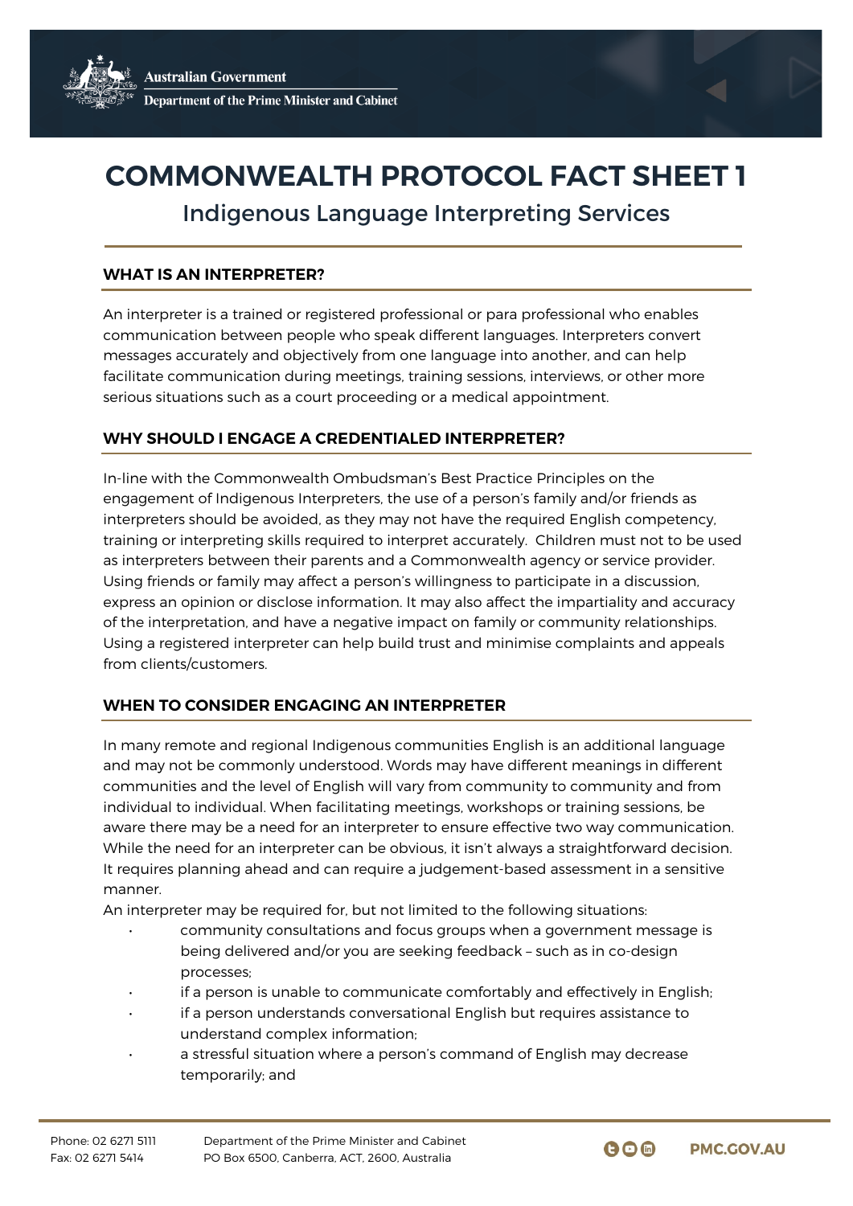# COMMONWEALTH PROTOCOL FACT SHEET 1

## Indigenous Language Interpreting Services

### WHAT IS AN INTERPRETER?

An interpreter is a trained or registered professional or para professional who enables communication between people who speak different languages. Interpreters convert messages accurately and objectively from one language into another, and can help facilitate communication during meetings, training sessions, interviews, or other more serious situations such as a court proceeding or a medical appointment.

### WHY SHOULD I ENGAGE A CREDENTIALED INTERPRETER?

In-line with the Commonwealth Ombudsman's Best Practice Principles on the engagement of Indigenous Interpreters, the use of a person's family and/or friends as interpreters should be avoided, as they may not have the required English competency, training or interpreting skills required to interpret accurately. Children must not to be used as interpreters between their parents and a Commonwealth agency or service provider. Using friends or family may affect a person's willingness to participate in a discussion, express an opinion or disclose information. It may also affect the impartiality and accuracy of the interpretation, and have a negative impact on family or community relationships. Using a registered interpreter can help build trust and minimise complaints and appeals from clients/customers.

### WHEN TO CONSIDER ENGAGING AN INTERPRETER

In many remote and regional Indigenous communities English is an additional language and may not be commonly understood. Words may have different meanings in different communities and the level of English will vary from community to community and from individual to individual. When facilitating meetings, workshops or training sessions, be aware there may be a need for an interpreter to ensure effective two way communication. While the need for an interpreter can be obvious, it isn't always a straightforward decision. It requires planning ahead and can require a judgement-based assessment in a sensitive manner.

An interpreter may be required for, but not limited to the following situations:

- community consultations and focus groups when a government message is being delivered and/or you are seeking feedback – such as in co-design processes;
- if a person is unable to communicate comfortably and effectively in English;
- if a person understands conversational English but requires assistance to understand complex information;
- a stressful situation where a person's command of English may decrease temporarily; and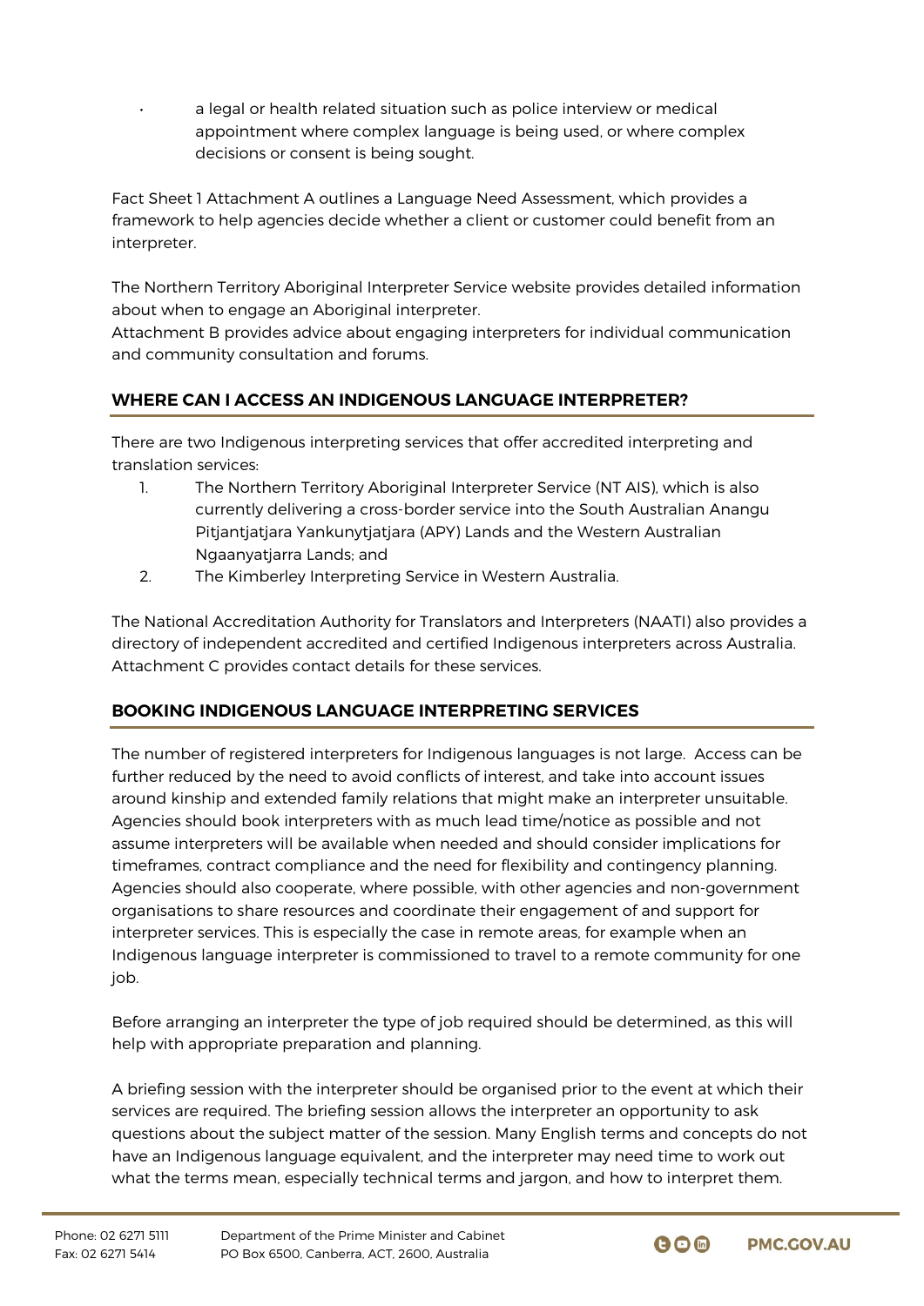- a legal or health related situation such as police interview or medical appointment where complex language is being used, or where complex decisions or consent is being sought.

Fact Sheet 1 Attachment A outlines a Language Need Assessment, which provides a framework to help agencies decide whether a client or customer could benefit from an interpreter.

The Northern Territory Aboriginal Interpreter Service website provides detailed information about when to engage an Aboriginal interpreter.
Attachment B provides advice about engaging interpreters for individual communication and community consultation and forums.

## WHERE CAN I ACCESS AN INDIGENOUS LANGUAGE INTERPRETER?

There are two Indigenous interpreting services that offer accredited interpreting and translation services:

1. The Northern Territory Aboriginal Interpreter Service (NT AIS), which is also currently delivering a cross-border service into the South Australian Anangu Pitjantjatjara Yankunytjatjara (APY) Lands and the Western Australian Ngaanyatjarra Lands; and
2. The Kimberley Interpreting Service in Western Australia.

The National Accreditation Authority for Translators and Interpreters (NAATI) also provides a directory of independent accredited and certified Indigenous interpreters across Australia. Attachment C provides contact details for these services.

## BOOKING INDIGENOUS LANGUAGE INTERPRETING SERVICES

The number of registered interpreters for Indigenous languages is not large. Access can be further reduced by the need to avoid conflicts of interest, and take into account issues around kinship and extended family relations that might make an interpreter unsuitable. Agencies should book interpreters with as much lead time/notice as possible and not assume interpreters will be available when needed and should consider implications for timeframes, contract compliance and the need for flexibility and contingency planning. Agencies should also cooperate, where possible, with other agencies and non-government organisations to share resources and coordinate their engagement of and support for interpreter services. This is especially the case in remote areas, for example when an Indigenous language interpreter is commissioned to travel to a remote community for one job.

Before arranging an interpreter the type of job required should be determined, as this will help with appropriate preparation and planning.

A briefing session with the interpreter should be organised prior to the event at which their services are required. The briefing session allows the interpreter an opportunity to ask questions about the subject matter of the session. Many English terms and concepts do not have an Indigenous language equivalent, and the interpreter may need time to work out what the terms mean, especially technical terms and jargon, and how to interpret them.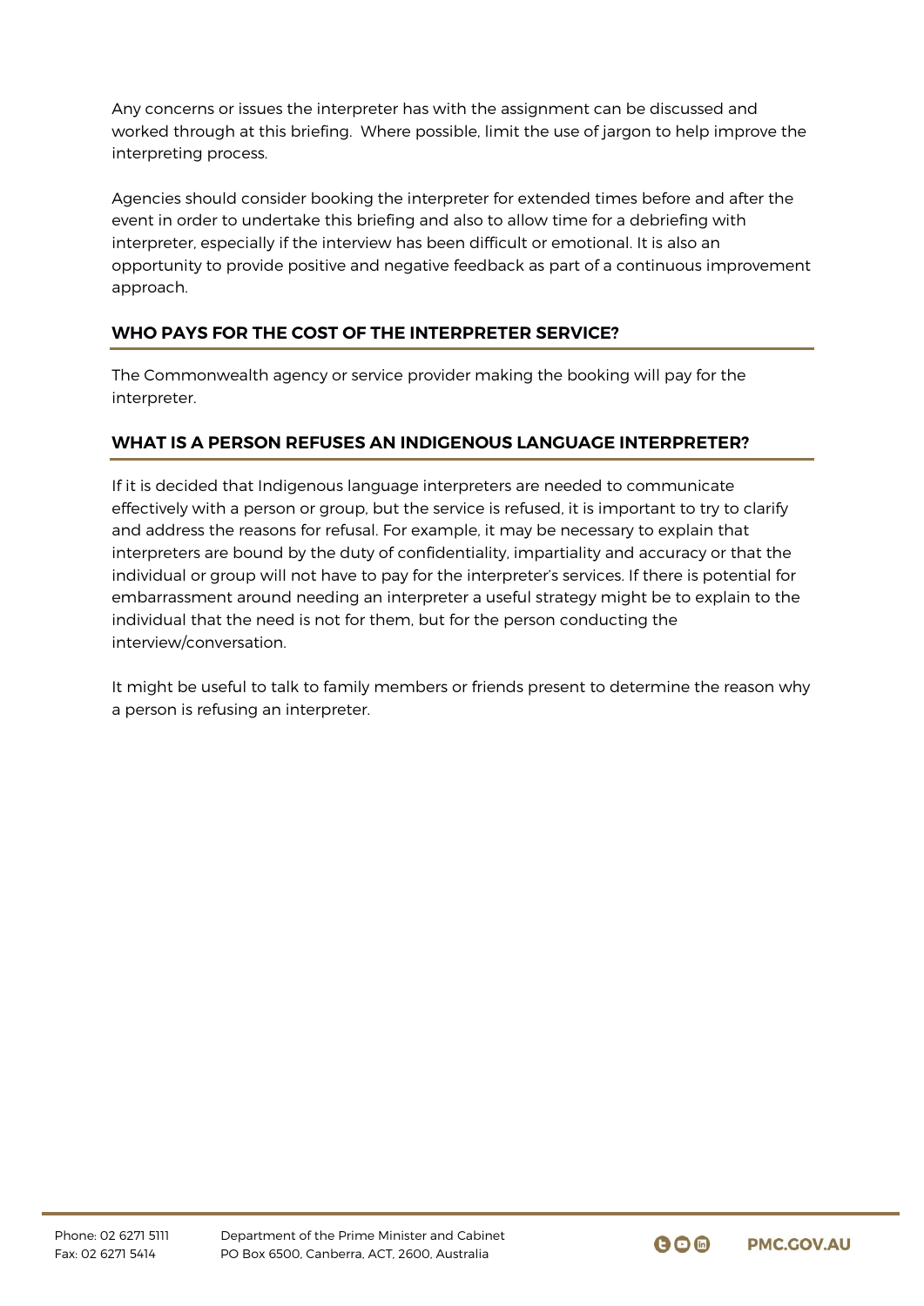Any concerns or issues the interpreter has with the assignment can be discussed and worked through at this briefing. Where possible, limit the use of jargon to help improve the interpreting process.

Agencies should consider booking the interpreter for extended times before and after the event in order to undertake this briefing and also to allow time for a debriefing with interpreter, especially if the interview has been difficult or emotional. It is also an opportunity to provide positive and negative feedback as part of a continuous improvement approach.

## WHO PAYS FOR THE COST OF THE INTERPRETER SERVICE?

The Commonwealth agency or service provider making the booking will pay for the interpreter.

## WHAT IS A PERSON REFUSES AN INDIGENOUS LANGUAGE INTERPRETER?

If it is decided that Indigenous language interpreters are needed to communicate effectively with a person or group, but the service is refused, it is important to try to clarify and address the reasons for refusal. For example, it may be necessary to explain that interpreters are bound by the duty of confidentiality, impartiality and accuracy or that the individual or group will not have to pay for the interpreter's services. If there is potential for embarrassment around needing an interpreter a useful strategy might be to explain to the individual that the need is not for them, but for the person conducting the interview/conversation.

It might be useful to talk to family members or friends present to determine the reason why a person is refusing an interpreter.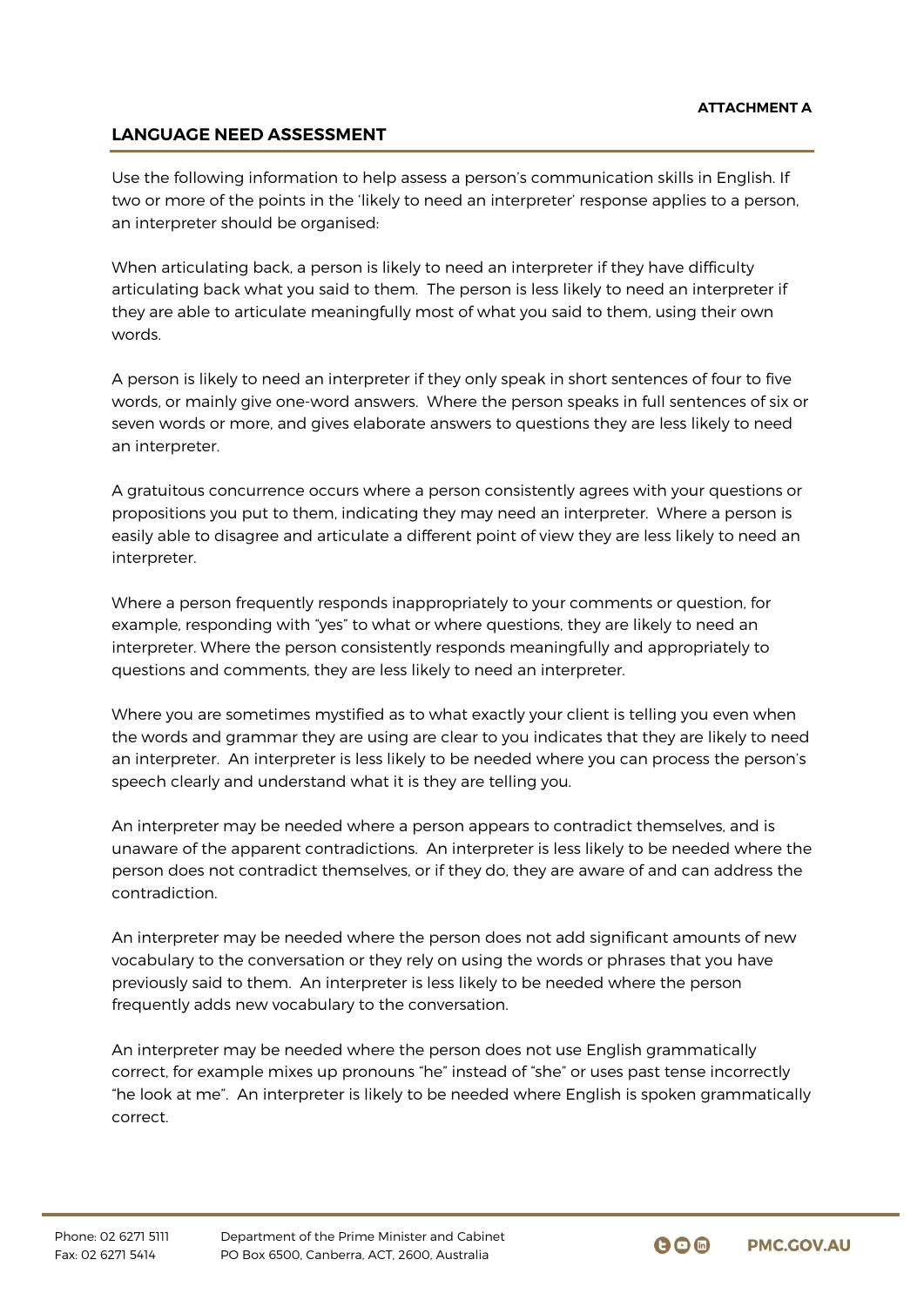**ATTACHMENT A**

## LANGUAGE NEED ASSESSMENT

Use the following information to help assess a person's communication skills in English. If two or more of the points in the 'likely to need an interpreter' response applies to a person, an interpreter should be organised:

When articulating back, a person is likely to need an interpreter if they have difficulty articulating back what you said to them. The person is less likely to need an interpreter if they are able to articulate meaningfully most of what you said to them, using their own words.

A person is likely to need an interpreter if they only speak in short sentences of four to five words, or mainly give one-word answers. Where the person speaks in full sentences of six or seven words or more, and gives elaborate answers to questions they are less likely to need an interpreter.

A gratuitous concurrence occurs where a person consistently agrees with your questions or propositions you put to them, indicating they may need an interpreter. Where a person is easily able to disagree and articulate a different point of view they are less likely to need an interpreter.

Where a person frequently responds inappropriately to your comments or question, for example, responding with "yes" to what or where questions, they are likely to need an interpreter. Where the person consistently responds meaningfully and appropriately to questions and comments, they are less likely to need an interpreter.

Where you are sometimes mystified as to what exactly your client is telling you even when the words and grammar they are using are clear to you indicates that they are likely to need an interpreter. An interpreter is less likely to be needed where you can process the person's speech clearly and understand what it is they are telling you.

An interpreter may be needed where a person appears to contradict themselves, and is unaware of the apparent contradictions. An interpreter is less likely to be needed where the person does not contradict themselves, or if they do, they are aware of and can address the contradiction.

An interpreter may be needed where the person does not add significant amounts of new vocabulary to the conversation or they rely on using the words or phrases that you have previously said to them. An interpreter is less likely to be needed where the person frequently adds new vocabulary to the conversation.

An interpreter may be needed where the person does not use English grammatically correct, for example mixes up pronouns "he" instead of "she" or uses past tense incorrectly "he look at me". An interpreter is likely to be needed where English is spoken grammatically correct.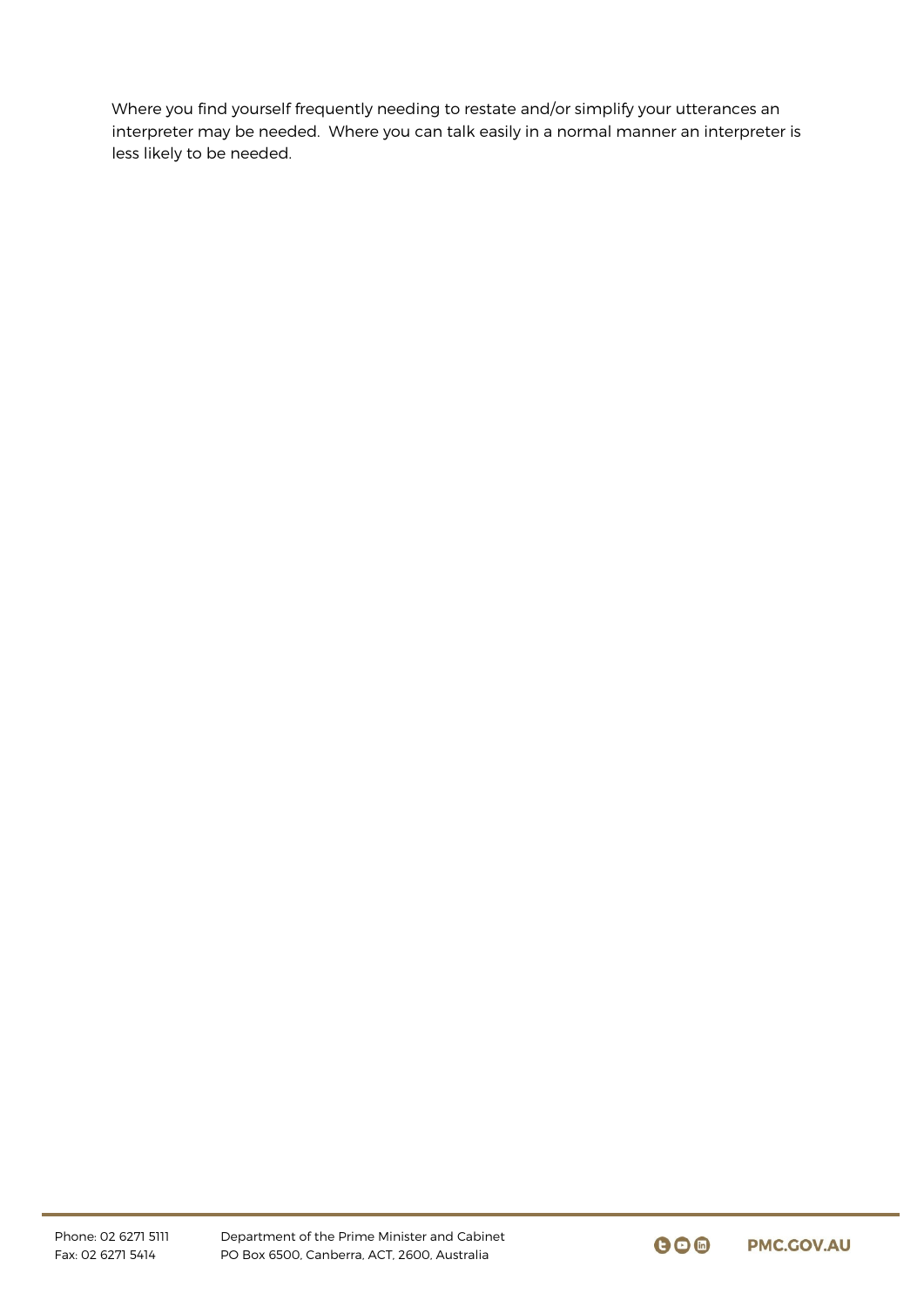Where you find yourself frequently needing to restate and/or simplify your utterances an interpreter may be needed. Where you can talk easily in a normal manner an interpreter is less likely to be needed.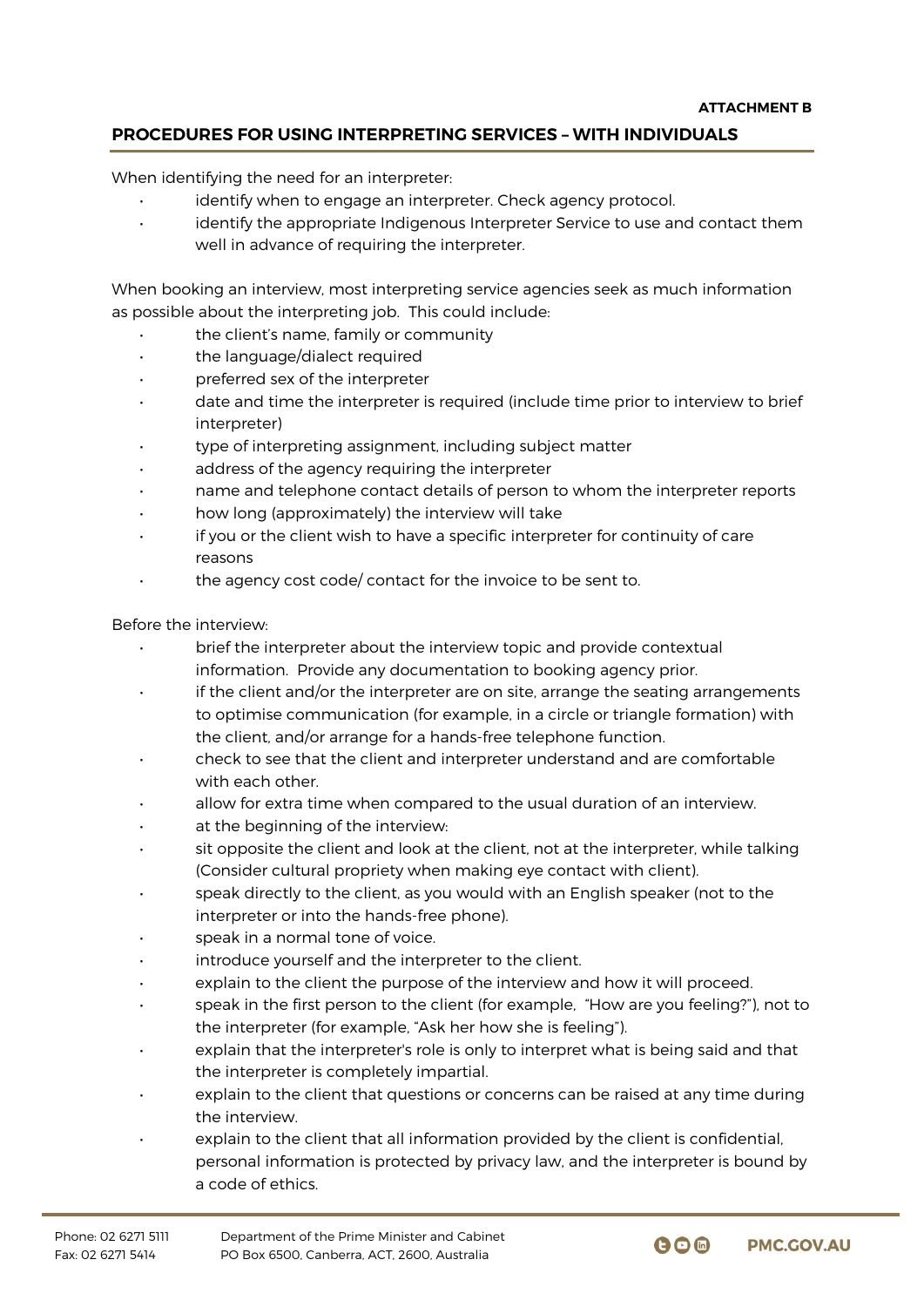**ATTACHMENT B**

## PROCEDURES FOR USING INTERPRETING SERVICES – WITH INDIVIDUALS

When identifying the need for an interpreter:

- identify when to engage an interpreter. Check agency protocol.
- identify the appropriate Indigenous Interpreter Service to use and contact them well in advance of requiring the interpreter.

When booking an interview, most interpreting service agencies seek as much information as possible about the interpreting job. This could include:

- the client's name, family or community
- the language/dialect required
- preferred sex of the interpreter
- date and time the interpreter is required (include time prior to interview to brief interpreter)
- type of interpreting assignment, including subject matter
- address of the agency requiring the interpreter
- name and telephone contact details of person to whom the interpreter reports
- how long (approximately) the interview will take
- if you or the client wish to have a specific interpreter for continuity of care reasons
- the agency cost code/ contact for the invoice to be sent to.

Before the interview:

- brief the interpreter about the interview topic and provide contextual information. Provide any documentation to booking agency prior.
- if the client and/or the interpreter are on site, arrange the seating arrangements to optimise communication (for example, in a circle or triangle formation) with the client, and/or arrange for a hands-free telephone function.
- check to see that the client and interpreter understand and are comfortable with each other.
- allow for extra time when compared to the usual duration of an interview.
- at the beginning of the interview:
- sit opposite the client and look at the client, not at the interpreter, while talking (Consider cultural propriety when making eye contact with client).
- speak directly to the client, as you would with an English speaker (not to the interpreter or into the hands-free phone).
- speak in a normal tone of voice.
- introduce yourself and the interpreter to the client.
- explain to the client the purpose of the interview and how it will proceed.
- speak in the first person to the client (for example, "How are you feeling?"), not to the interpreter (for example, "Ask her how she is feeling").
- explain that the interpreter's role is only to interpret what is being said and that the interpreter is completely impartial.
- explain to the client that questions or concerns can be raised at any time during the interview.
- explain to the client that all information provided by the client is confidential, personal information is protected by privacy law, and the interpreter is bound by a code of ethics.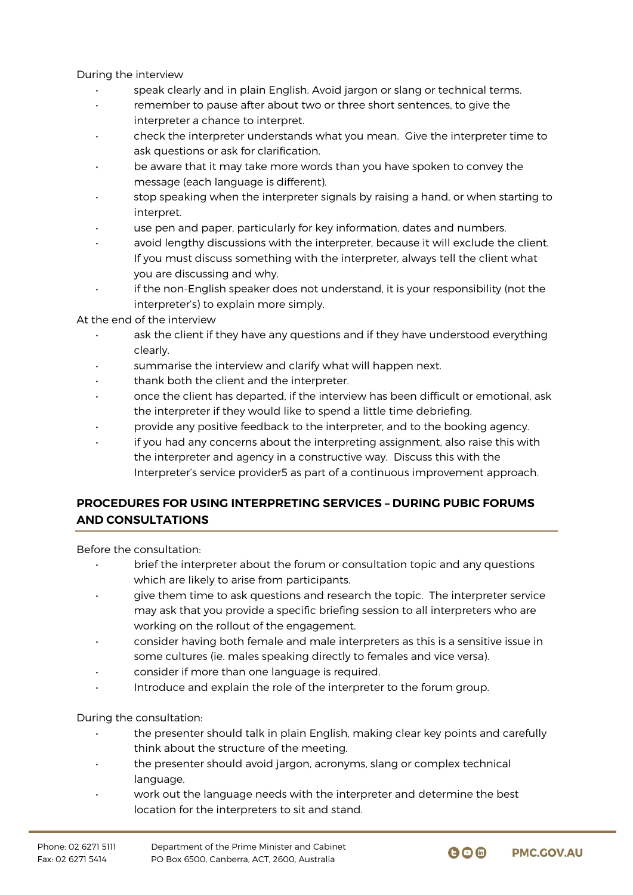During the interview

- speak clearly and in plain English. Avoid jargon or slang or technical terms.
- remember to pause after about two or three short sentences, to give the interpreter a chance to interpret.
- check the interpreter understands what you mean. Give the interpreter time to ask questions or ask for clarification.
- be aware that it may take more words than you have spoken to convey the message (each language is different).
- stop speaking when the interpreter signals by raising a hand, or when starting to interpret.
- use pen and paper, particularly for key information, dates and numbers.
- avoid lengthy discussions with the interpreter, because it will exclude the client. If you must discuss something with the interpreter, always tell the client what you are discussing and why.
- if the non-English speaker does not understand, it is your responsibility (not the interpreter's) to explain more simply.

At the end of the interview

- ask the client if they have any questions and if they have understood everything clearly.
- summarise the interview and clarify what will happen next.
- thank both the client and the interpreter.
- once the client has departed, if the interview has been difficult or emotional, ask the interpreter if they would like to spend a little time debriefing.
- provide any positive feedback to the interpreter, and to the booking agency.
- if you had any concerns about the interpreting assignment, also raise this with the interpreter and agency in a constructive way. Discuss this with the Interpreter's service provider5 as part of a continuous improvement approach.

## PROCEDURES FOR USING INTERPRETING SERVICES – DURING PUBIC FORUMS AND CONSULTATIONS

Before the consultation:

- brief the interpreter about the forum or consultation topic and any questions which are likely to arise from participants.
- give them time to ask questions and research the topic. The interpreter service may ask that you provide a specific briefing session to all interpreters who are working on the rollout of the engagement.
- consider having both female and male interpreters as this is a sensitive issue in some cultures (ie. males speaking directly to females and vice versa).
- consider if more than one language is required.
- Introduce and explain the role of the interpreter to the forum group.

During the consultation:

- the presenter should talk in plain English, making clear key points and carefully think about the structure of the meeting.
- the presenter should avoid jargon, acronyms, slang or complex technical language.
- work out the language needs with the interpreter and determine the best location for the interpreters to sit and stand.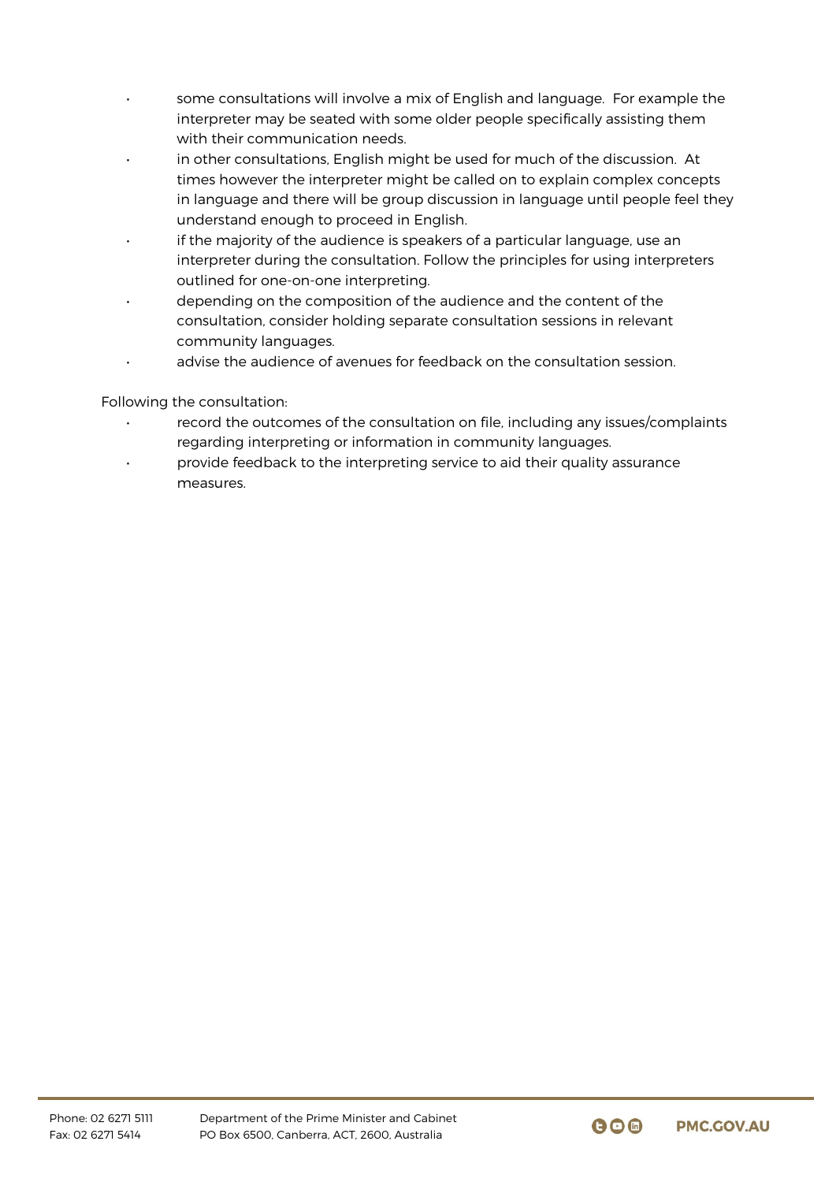- some consultations will involve a mix of English and language. For example the interpreter may be seated with some older people specifically assisting them with their communication needs.
- in other consultations, English might be used for much of the discussion. At times however the interpreter might be called on to explain complex concepts in language and there will be group discussion in language until people feel they understand enough to proceed in English.
- if the majority of the audience is speakers of a particular language, use an interpreter during the consultation. Follow the principles for using interpreters outlined for one-on-one interpreting.
- depending on the composition of the audience and the content of the consultation, consider holding separate consultation sessions in relevant community languages.
- advise the audience of avenues for feedback on the consultation session.

Following the consultation:

- record the outcomes of the consultation on file, including any issues/complaints regarding interpreting or information in community languages.
- provide feedback to the interpreting service to aid their quality assurance measures.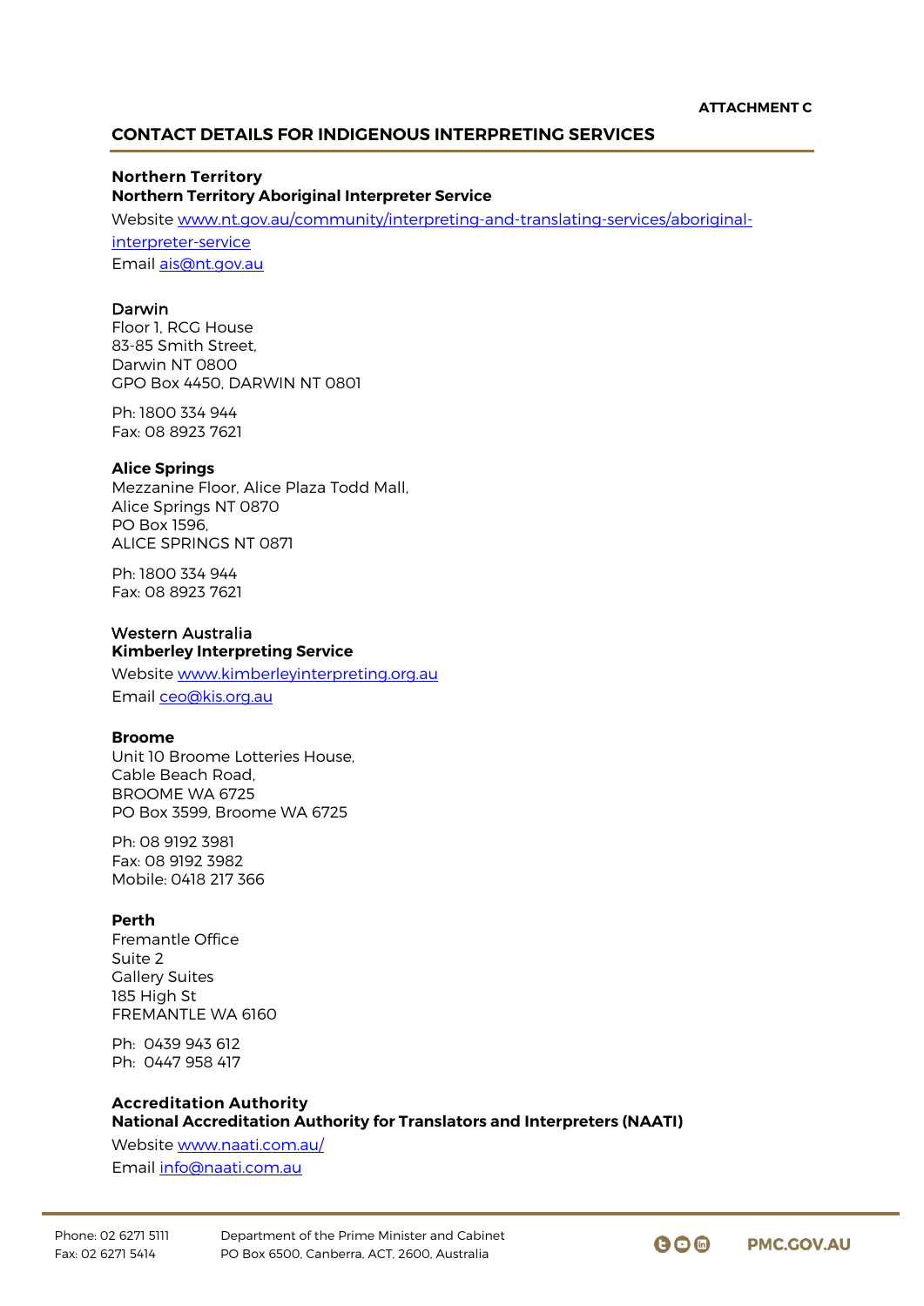**ATTACHMENT C**

## CONTACT DETAILS FOR INDIGENOUS INTERPRETING SERVICES

**Northern Territory**
**Northern Territory Aboriginal Interpreter Service**

Website www.nt.gov.au/community/interpreting-and-translating-services/aboriginal-interpreter-service
Email ais@nt.gov.au

Darwin
Floor 1, RCG House
83-85 Smith Street,
Darwin NT 0800
GPO Box 4450, DARWIN NT 0801

Ph: 1800 334 944
Fax: 08 8923 7621

**Alice Springs**
Mezzanine Floor, Alice Plaza Todd Mall,
Alice Springs NT 0870
PO Box 1596,
ALICE SPRINGS NT 0871

Ph: 1800 334 944
Fax: 08 8923 7621

Western Australia
**Kimberley Interpreting Service**

Website www.kimberleyinterpreting.org.au
Email ceo@kis.org.au

**Broome**
Unit 10 Broome Lotteries House,
Cable Beach Road,
BROOME WA 6725
PO Box 3599, Broome WA 6725

Ph: 08 9192 3981
Fax: 08 9192 3982
Mobile: 0418 217 366

**Perth**
Fremantle Office
Suite 2
Gallery Suites
185 High St
FREMANTLE WA 6160

Ph: 0439 943 612
Ph: 0447 958 417

**Accreditation Authority**
**National Accreditation Authority for Translators and Interpreters (NAATI)**

Website www.naati.com.au/
Email info@naati.com.au